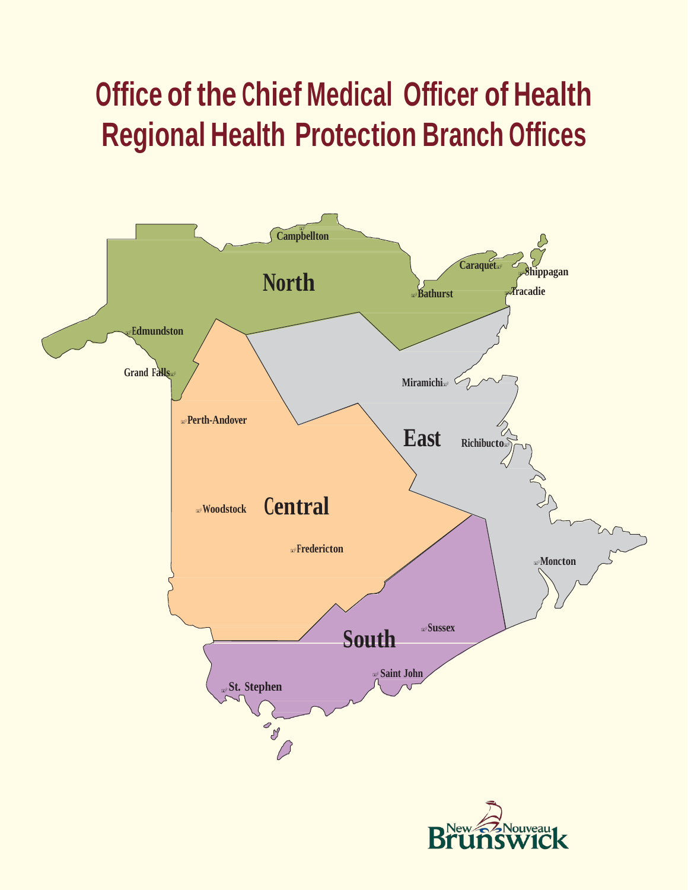# Office of the Chief Medical Officer of Health
# Regional Health Protection Branch Offices

North

Campbellton

Caraquet

Shippagan

Bathurst

Tracadie

Edmundston

Grand Falls

East

Miramichi

Richibucto

Moncton

Central

Perth-Andover

Woodstock

Fredericton

South

Sussex

Saint John

St. Stephen

New Nouveau Brunswick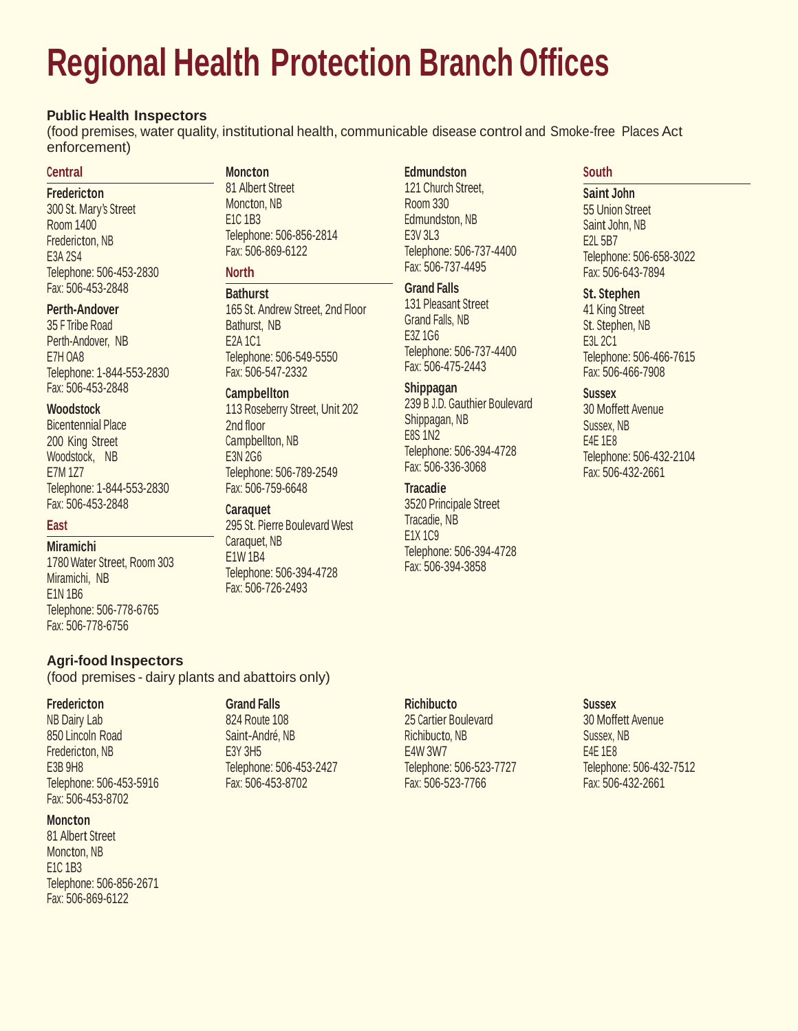# Regional Health Protection Branch Offices

## Public Health Inspectors

(food premises, water quality, institutional health, communicable disease control and Smoke-free Places Act enforcement)

### Central

**Fredericton**
300 St. Mary's Street
Room 1400
Fredericton, NB
E3A 2S4
Telephone: 506-453-2830
Fax: 506-453-2848

**Perth-Andover**
35 F Tribe Road
Perth-Andover, NB
E7H OA8
Telephone: 1-844-553-2830
Fax: 506-453-2848

**Woodstock**
Bicentennial Place
200 King Street
Woodstock, NB
E7M 1Z7
Telephone: 1-844-553-2830
Fax: 506-453-2848

### East

**Miramichi**
1780 Water Street, Room 303
Miramichi, NB
E1N 1B6
Telephone: 506-778-6765
Fax: 506-778-6756

**Moncton**
81 Albert Street
Moncton, NB
E1C 1B3
Telephone: 506-856-2814
Fax: 506-869-6122

### North

**Bathurst**
165 St. Andrew Street, 2nd Floor
Bathurst, NB
E2A 1C1
Telephone: 506-549-5550
Fax: 506-547-2332

**Campbellton**
113 Roseberry Street, Unit 202
2nd floor
Campbellton, NB
E3N 2G6
Telephone: 506-789-2549
Fax: 506-759-6648

**Caraquet**
295 St. Pierre Boulevard West
Caraquet, NB
E1W 1B4
Telephone: 506-394-4728
Fax: 506-726-2493

**Edmundston**
121 Church Street,
Room 330
Edmundston, NB
E3V 3L3
Telephone: 506-737-4400
Fax: 506-737-4495

**Grand Falls**
131 Pleasant Street
Grand Falls, NB
E3Z 1G6
Telephone: 506-737-4400
Fax: 506-475-2443

**Shippagan**
239 B J.D. Gauthier Boulevard
Shippagan, NB
E8S 1N2
Telephone: 506-394-4728
Fax: 506-336-3068

**Tracadie**
3520 Principale Street
Tracadie, NB
E1X 1C9
Telephone: 506-394-4728
Fax: 506-394-3858

### South

**Saint John**
55 Union Street
Saint John, NB
E2L 5B7
Telephone: 506-658-3022
Fax: 506-643-7894

**St. Stephen**
41 King Street
St. Stephen, NB
E3L 2C1
Telephone: 506-466-7615
Fax: 506-466-7908

**Sussex**
30 Moffett Avenue
Sussex, NB
E4E 1E8
Telephone: 506-432-2104
Fax: 506-432-2661

## Agri-food Inspectors

(food premises - dairy plants and abattoirs only)

**Fredericton**
NB Dairy Lab
850 Lincoln Road
Fredericton, NB
E3B 9H8
Telephone: 506-453-5916
Fax: 506-453-8702

**Moncton**
81 Albert Street
Moncton, NB
E1C 1B3
Telephone: 506-856-2671
Fax: 506-869-6122

**Grand Falls**
824 Route 108
Saint-André, NB
E3Y 3H5
Telephone: 506-453-2427
Fax: 506-453-8702

**Richibucto**
25 Cartier Boulevard
Richibucto, NB
E4W 3W7
Telephone: 506-523-7727
Fax: 506-523-7766

**Sussex**
30 Moffett Avenue
Sussex, NB
E4E 1E8
Telephone: 506-432-7512
Fax: 506-432-2661